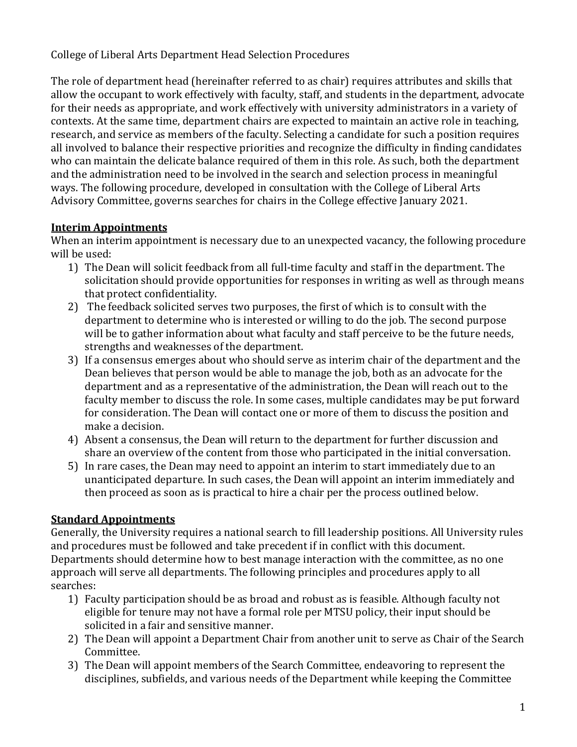College of Liberal Arts Department Head Selection Procedures

The role of department head (hereinafter referred to as chair) requires attributes and skills that allow the occupant to work effectively with faculty, staff, and students in the department, advocate for their needs as appropriate, and work effectively with university administrators in a variety of contexts. At the same time, department chairs are expected to maintain an active role in teaching, research, and service as members of the faculty. Selecting a candidate for such a position requires all involved to balance their respective priorities and recognize the difficulty in finding candidates who can maintain the delicate balance required of them in this role. As such, both the department and the administration need to be involved in the search and selection process in meaningful ways. The following procedure, developed in consultation with the College of Liberal Arts Advisory Committee, governs searches for chairs in the College effective January 2021.

**Interim Appointments**

When an interim appointment is necessary due to an unexpected vacancy, the following procedure will be used:

1) The Dean will solicit feedback from all full-time faculty and staff in the department. The solicitation should provide opportunities for responses in writing as well as through means that protect confidentiality.
2) The feedback solicited serves two purposes, the first of which is to consult with the department to determine who is interested or willing to do the job. The second purpose will be to gather information about what faculty and staff perceive to be the future needs, strengths and weaknesses of the department.
3) If a consensus emerges about who should serve as interim chair of the department and the Dean believes that person would be able to manage the job, both as an advocate for the department and as a representative of the administration, the Dean will reach out to the faculty member to discuss the role. In some cases, multiple candidates may be put forward for consideration. The Dean will contact one or more of them to discuss the position and make a decision.
4) Absent a consensus, the Dean will return to the department for further discussion and share an overview of the content from those who participated in the initial conversation.
5) In rare cases, the Dean may need to appoint an interim to start immediately due to an unanticipated departure. In such cases, the Dean will appoint an interim immediately and then proceed as soon as is practical to hire a chair per the process outlined below.

**Standard Appointments**

Generally, the University requires a national search to fill leadership positions. All University rules and procedures must be followed and take precedent if in conflict with this document. Departments should determine how to best manage interaction with the committee, as no one approach will serve all departments. The following principles and procedures apply to all searches:

1) Faculty participation should be as broad and robust as is feasible. Although faculty not eligible for tenure may not have a formal role per MTSU policy, their input should be solicited in a fair and sensitive manner.
2) The Dean will appoint a Department Chair from another unit to serve as Chair of the Search Committee.
3) The Dean will appoint members of the Search Committee, endeavoring to represent the disciplines, subfields, and various needs of the Department while keeping the Committee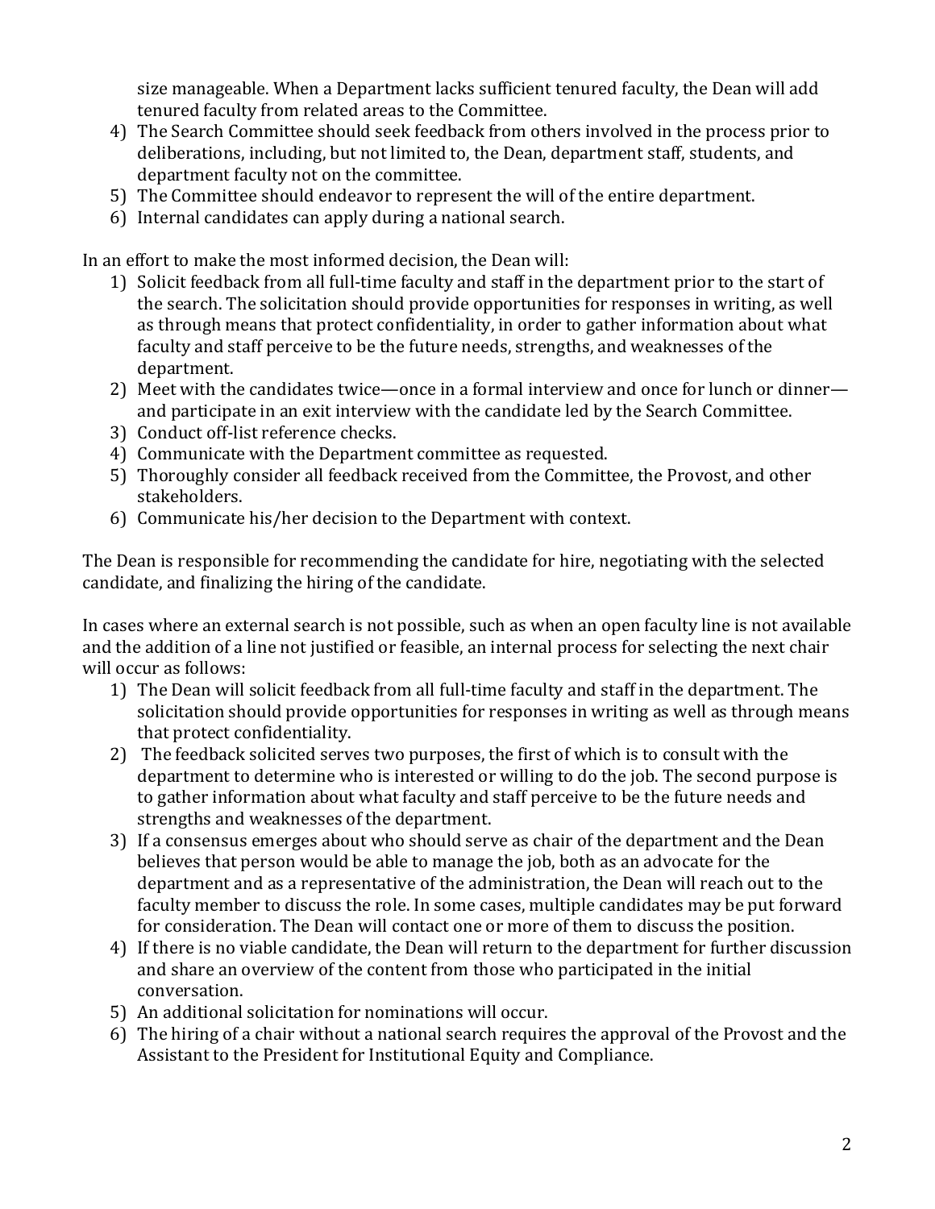size manageable. When a Department lacks sufficient tenured faculty, the Dean will add tenured faculty from related areas to the Committee.

4) The Search Committee should seek feedback from others involved in the process prior to deliberations, including, but not limited to, the Dean, department staff, students, and department faculty not on the committee.
5) The Committee should endeavor to represent the will of the entire department.
6) Internal candidates can apply during a national search.

In an effort to make the most informed decision, the Dean will:

1) Solicit feedback from all full-time faculty and staff in the department prior to the start of the search. The solicitation should provide opportunities for responses in writing, as well as through means that protect confidentiality, in order to gather information about what faculty and staff perceive to be the future needs, strengths, and weaknesses of the department.
2) Meet with the candidates twice—once in a formal interview and once for lunch or dinner—and participate in an exit interview with the candidate led by the Search Committee.
3) Conduct off-list reference checks.
4) Communicate with the Department committee as requested.
5) Thoroughly consider all feedback received from the Committee, the Provost, and other stakeholders.
6) Communicate his/her decision to the Department with context.

The Dean is responsible for recommending the candidate for hire, negotiating with the selected candidate, and finalizing the hiring of the candidate.

In cases where an external search is not possible, such as when an open faculty line is not available and the addition of a line not justified or feasible, an internal process for selecting the next chair will occur as follows:

1) The Dean will solicit feedback from all full-time faculty and staff in the department. The solicitation should provide opportunities for responses in writing as well as through means that protect confidentiality.
2) The feedback solicited serves two purposes, the first of which is to consult with the department to determine who is interested or willing to do the job. The second purpose is to gather information about what faculty and staff perceive to be the future needs and strengths and weaknesses of the department.
3) If a consensus emerges about who should serve as chair of the department and the Dean believes that person would be able to manage the job, both as an advocate for the department and as a representative of the administration, the Dean will reach out to the faculty member to discuss the role. In some cases, multiple candidates may be put forward for consideration. The Dean will contact one or more of them to discuss the position.
4) If there is no viable candidate, the Dean will return to the department for further discussion and share an overview of the content from those who participated in the initial conversation.
5) An additional solicitation for nominations will occur.
6) The hiring of a chair without a national search requires the approval of the Provost and the Assistant to the President for Institutional Equity and Compliance.